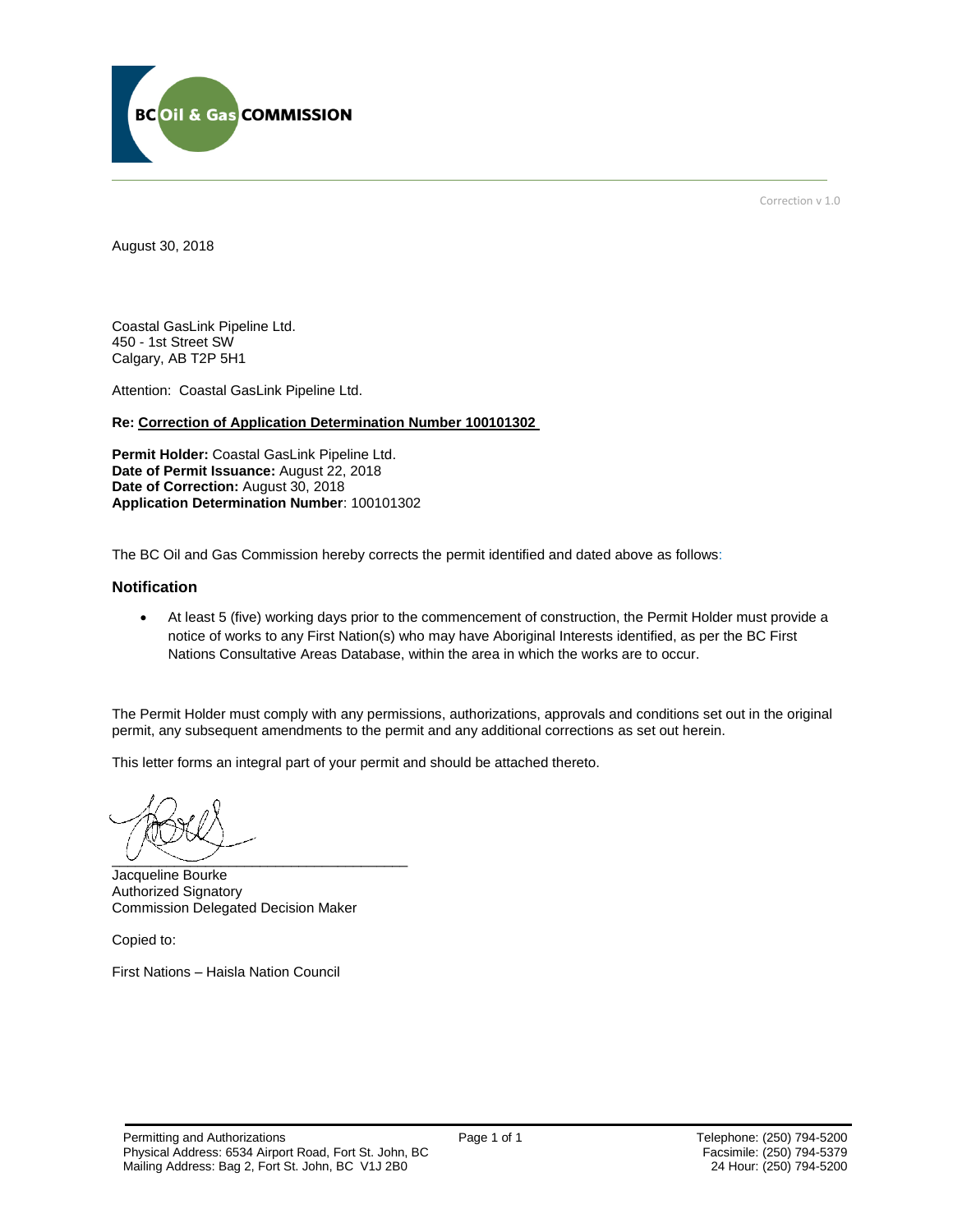Correction v 1.0

August 30, 2018

Coastal GasLink Pipeline Ltd.
450 - 1st Street SW
Calgary, AB T2P 5H1

Attention: Coastal GasLink Pipeline Ltd.

**Re: Correction of Application Determination Number 100101302**

**Permit Holder:** Coastal GasLink Pipeline Ltd.
**Date of Permit Issuance:** August 22, 2018
**Date of Correction:** August 30, 2018
**Application Determination Number**: 100101302

The BC Oil and Gas Commission hereby corrects the permit identified and dated above as follows:

### Notification

- At least 5 (five) working days prior to the commencement of construction, the Permit Holder must provide a notice of works to any First Nation(s) who may have Aboriginal Interests identified, as per the BC First Nations Consultative Areas Database, within the area in which the works are to occur.

The Permit Holder must comply with any permissions, authorizations, approvals and conditions set out in the original permit, any subsequent amendments to the permit and any additional corrections as set out herein.

This letter forms an integral part of your permit and should be attached thereto.

Jacqueline Bourke
Authorized Signatory
Commission Delegated Decision Maker

Copied to:

First Nations – Haisla Nation Council

Permitting and Authorizations
Physical Address: 6534 Airport Road, Fort St. John, BC
Mailing Address: Bag 2, Fort St. John, BC V1J 2B0

Telephone: (250) 794-5200
Facsimile: (250) 794-5379
24 Hour: (250) 794-5200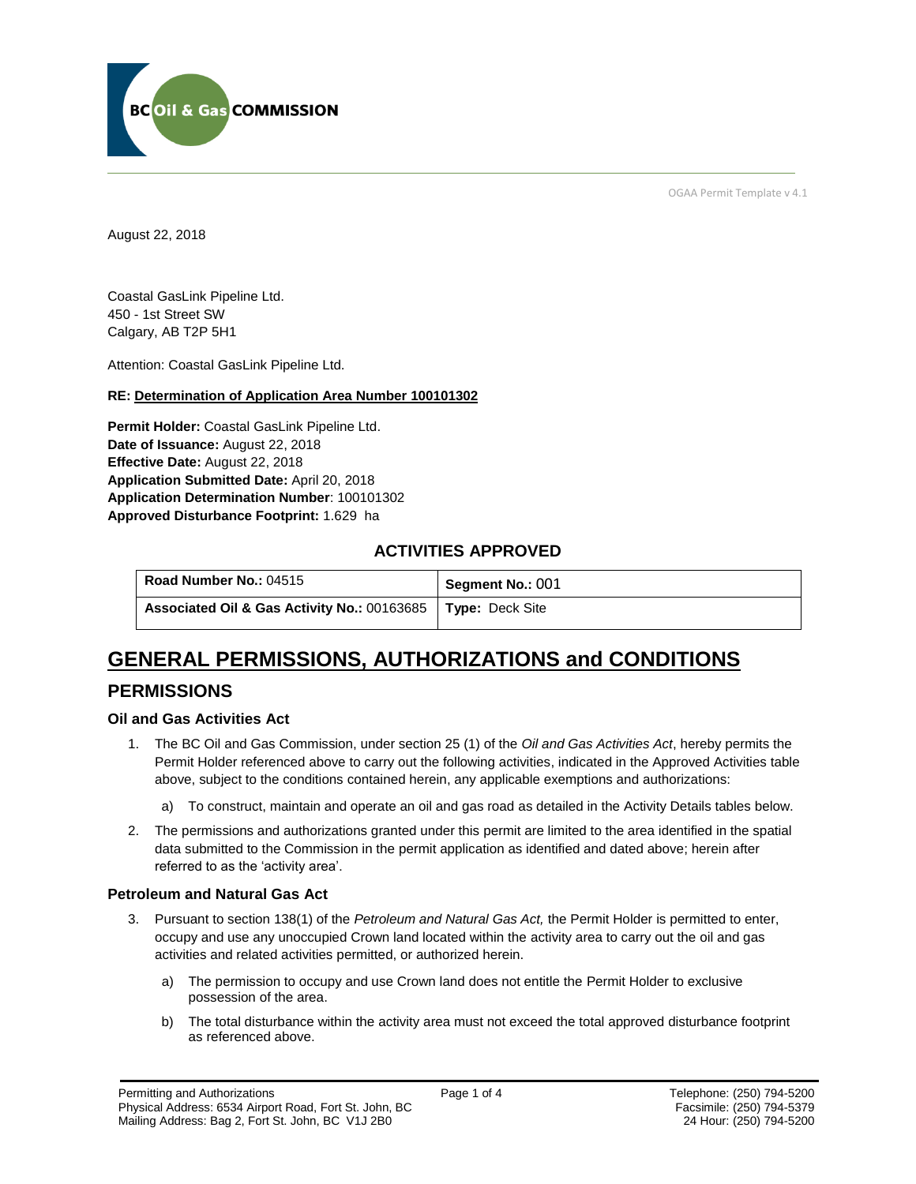OGAA Permit Template v 4.1

August 22, 2018

Coastal GasLink Pipeline Ltd.
450 - 1st Street SW
Calgary, AB T2P 5H1

Attention: Coastal GasLink Pipeline Ltd.

**RE: Determination of Application Area Number 100101302**

**Permit Holder:** Coastal GasLink Pipeline Ltd.
**Date of Issuance:** August 22, 2018
**Effective Date:** August 22, 2018
**Application Submitted Date:** April 20, 2018
**Application Determination Number**: 100101302
**Approved Disturbance Footprint:** 1.629 ha

## ACTIVITIES APPROVED

| **Road Number No.:** 04515 | **Segment No.:** 001 |
|---|---|
| **Associated Oil & Gas Activity No.:** 00163685 | **Type:** Deck Site |

# GENERAL PERMISSIONS, AUTHORIZATIONS and CONDITIONS

## PERMISSIONS

### Oil and Gas Activities Act

1. The BC Oil and Gas Commission, under section 25 (1) of the *Oil and Gas Activities Act*, hereby permits the Permit Holder referenced above to carry out the following activities, indicated in the Approved Activities table above, subject to the conditions contained herein, any applicable exemptions and authorizations:

   a) To construct, maintain and operate an oil and gas road as detailed in the Activity Details tables below.

2. The permissions and authorizations granted under this permit are limited to the area identified in the spatial data submitted to the Commission in the permit application as identified and dated above; herein after referred to as the 'activity area'.

### Petroleum and Natural Gas Act

3. Pursuant to section 138(1) of the *Petroleum and Natural Gas Act,* the Permit Holder is permitted to enter, occupy and use any unoccupied Crown land located within the activity area to carry out the oil and gas activities and related activities permitted, or authorized herein.

   a) The permission to occupy and use Crown land does not entitle the Permit Holder to exclusive possession of the area.

   b) The total disturbance within the activity area must not exceed the total approved disturbance footprint as referenced above.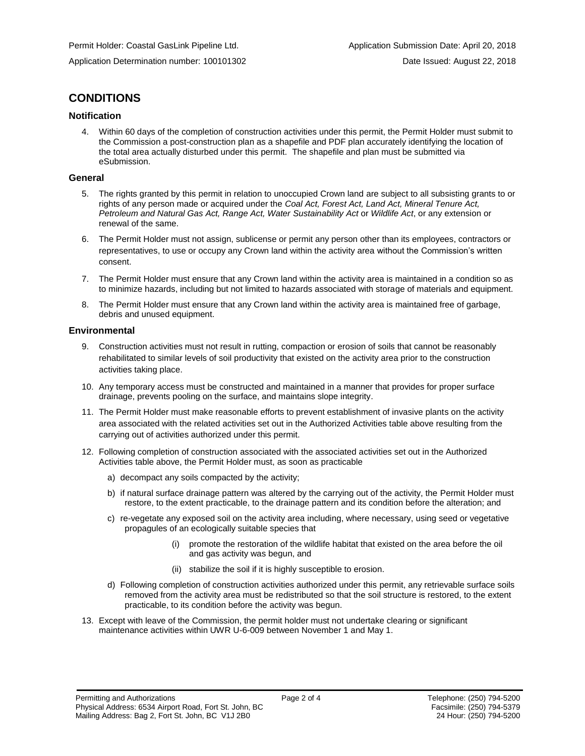Permit Holder: Coastal GasLink Pipeline Ltd. Application Submission Date: April 20, 2018

Application Determination number: 100101302 Date Issued: August 22, 2018

## CONDITIONS

### Notification

4. Within 60 days of the completion of construction activities under this permit, the Permit Holder must submit to the Commission a post-construction plan as a shapefile and PDF plan accurately identifying the location of the total area actually disturbed under this permit. The shapefile and plan must be submitted via eSubmission.

### General

5. The rights granted by this permit in relation to unoccupied Crown land are subject to all subsisting grants to or rights of any person made or acquired under the *Coal Act, Forest Act, Land Act, Mineral Tenure Act, Petroleum and Natural Gas Act, Range Act, Water Sustainability Act* or *Wildlife Act*, or any extension or renewal of the same.
6. The Permit Holder must not assign, sublicense or permit any person other than its employees, contractors or representatives, to use or occupy any Crown land within the activity area without the Commission's written consent.
7. The Permit Holder must ensure that any Crown land within the activity area is maintained in a condition so as to minimize hazards, including but not limited to hazards associated with storage of materials and equipment.
8. The Permit Holder must ensure that any Crown land within the activity area is maintained free of garbage, debris and unused equipment.

### Environmental

9. Construction activities must not result in rutting, compaction or erosion of soils that cannot be reasonably rehabilitated to similar levels of soil productivity that existed on the activity area prior to the construction activities taking place.
10. Any temporary access must be constructed and maintained in a manner that provides for proper surface drainage, prevents pooling on the surface, and maintains slope integrity.
11. The Permit Holder must make reasonable efforts to prevent establishment of invasive plants on the activity area associated with the related activities set out in the Authorized Activities table above resulting from the carrying out of activities authorized under this permit.
12. Following completion of construction associated with the associated activities set out in the Authorized Activities table above, the Permit Holder must, as soon as practicable
    a) decompact any soils compacted by the activity;
    b) if natural surface drainage pattern was altered by the carrying out of the activity, the Permit Holder must restore, to the extent practicable, to the drainage pattern and its condition before the alteration; and
    c) re-vegetate any exposed soil on the activity area including, where necessary, using seed or vegetative propagules of an ecologically suitable species that
        (i) promote the restoration of the wildlife habitat that existed on the area before the oil and gas activity was begun, and
        (ii) stabilize the soil if it is highly susceptible to erosion.
    d) Following completion of construction activities authorized under this permit, any retrievable surface soils removed from the activity area must be redistributed so that the soil structure is restored, to the extent practicable, to its condition before the activity was begun.
13. Except with leave of the Commission, the permit holder must not undertake clearing or significant maintenance activities within UWR U-6-009 between November 1 and May 1.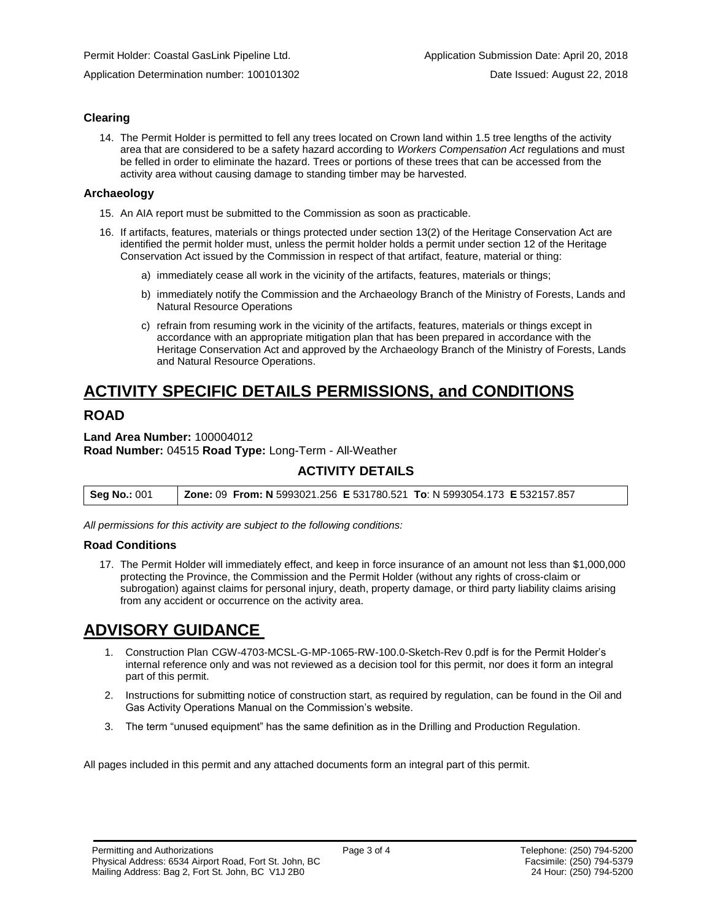Permit Holder: Coastal GasLink Pipeline Ltd.

Application Submission Date: April 20, 2018

Application Determination number: 100101302

Date Issued: August 22, 2018

### Clearing

14. The Permit Holder is permitted to fell any trees located on Crown land within 1.5 tree lengths of the activity area that are considered to be a safety hazard according to *Workers Compensation Act* regulations and must be felled in order to eliminate the hazard. Trees or portions of these trees that can be accessed from the activity area without causing damage to standing timber may be harvested.

### Archaeology

15. An AIA report must be submitted to the Commission as soon as practicable.
16. If artifacts, features, materials or things protected under section 13(2) of the Heritage Conservation Act are identified the permit holder must, unless the permit holder holds a permit under section 12 of the Heritage Conservation Act issued by the Commission in respect of that artifact, feature, material or thing:
    a) immediately cease all work in the vicinity of the artifacts, features, materials or things;
    b) immediately notify the Commission and the Archaeology Branch of the Ministry of Forests, Lands and Natural Resource Operations
    c) refrain from resuming work in the vicinity of the artifacts, features, materials or things except in accordance with an appropriate mitigation plan that has been prepared in accordance with the Heritage Conservation Act and approved by the Archaeology Branch of the Ministry of Forests, Lands and Natural Resource Operations.

# ACTIVITY SPECIFIC DETAILS PERMISSIONS, and CONDITIONS

## ROAD

**Land Area Number:** 100004012
**Road Number:** 04515 **Road Type:** Long-Term - All-Weather

### ACTIVITY DETAILS

| **Seg No.:** 001 | **Zone:** 09 **From: N** 5993021.256 **E** 531780.521 **To**: N 5993054.173 **E** 532157.857 |
|---|---|

*All permissions for this activity are subject to the following conditions:*

### Road Conditions

17. The Permit Holder will immediately effect, and keep in force insurance of an amount not less than $1,000,000 protecting the Province, the Commission and the Permit Holder (without any rights of cross-claim or subrogation) against claims for personal injury, death, property damage, or third party liability claims arising from any accident or occurrence on the activity area.

# ADVISORY GUIDANCE

1. Construction Plan CGW-4703-MCSL-G-MP-1065-RW-100.0-Sketch-Rev 0.pdf is for the Permit Holder's internal reference only and was not reviewed as a decision tool for this permit, nor does it form an integral part of this permit.
2. Instructions for submitting notice of construction start, as required by regulation, can be found in the Oil and Gas Activity Operations Manual on the Commission's website.
3. The term "unused equipment" has the same definition as in the Drilling and Production Regulation.

All pages included in this permit and any attached documents form an integral part of this permit.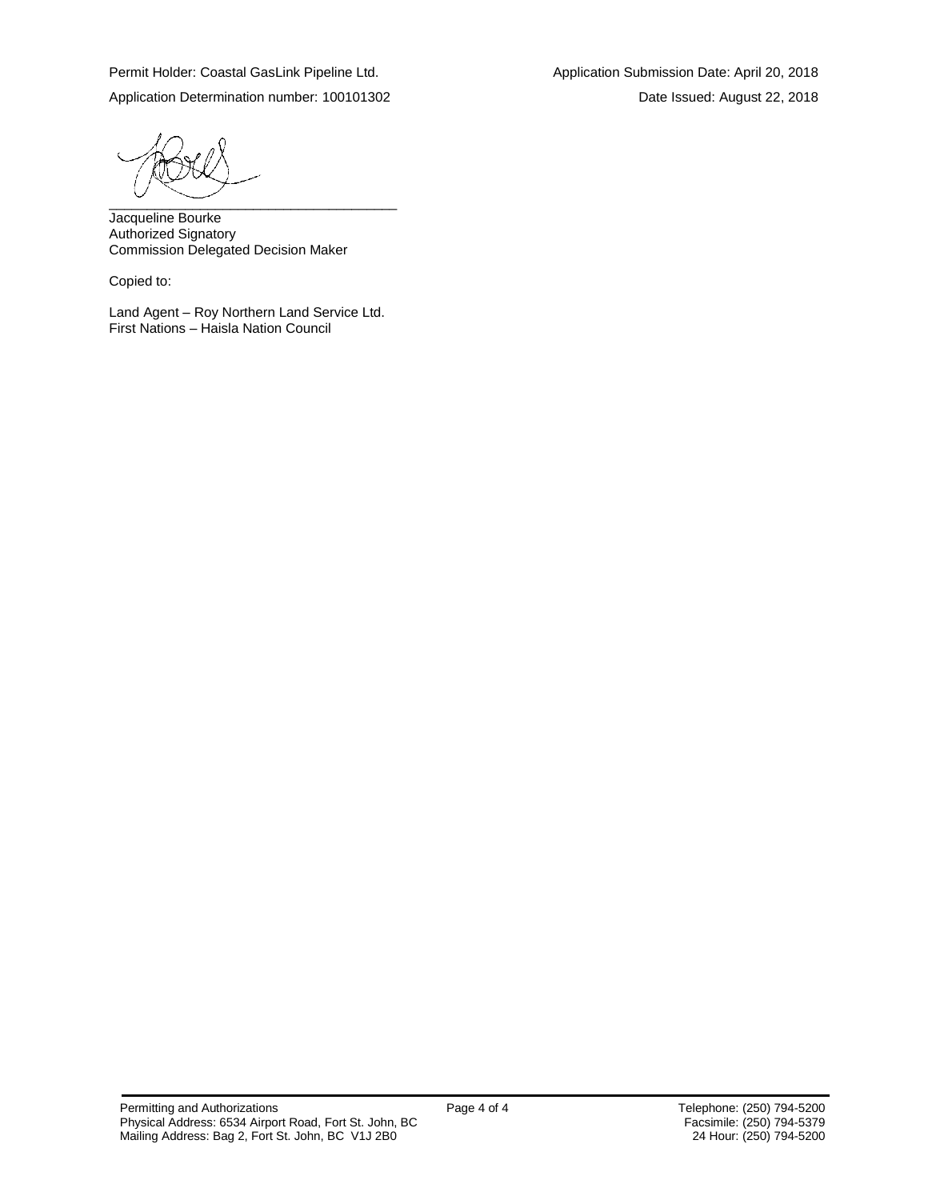Permit Holder: Coastal GasLink Pipeline Ltd.

Application Submission Date: April 20, 2018

Application Determination number: 100101302

Date Issued: August 22, 2018

\_\_\_\_\_\_\_\_\_\_\_\_\_\_\_\_\_\_\_\_\_\_\_\_\_\_\_\_\_\_\_\_\_\_\_\_\_\_

Jacqueline Bourke
Authorized Signatory
Commission Delegated Decision Maker

Copied to:

Land Agent – Roy Northern Land Service Ltd.
First Nations – Haisla Nation Council